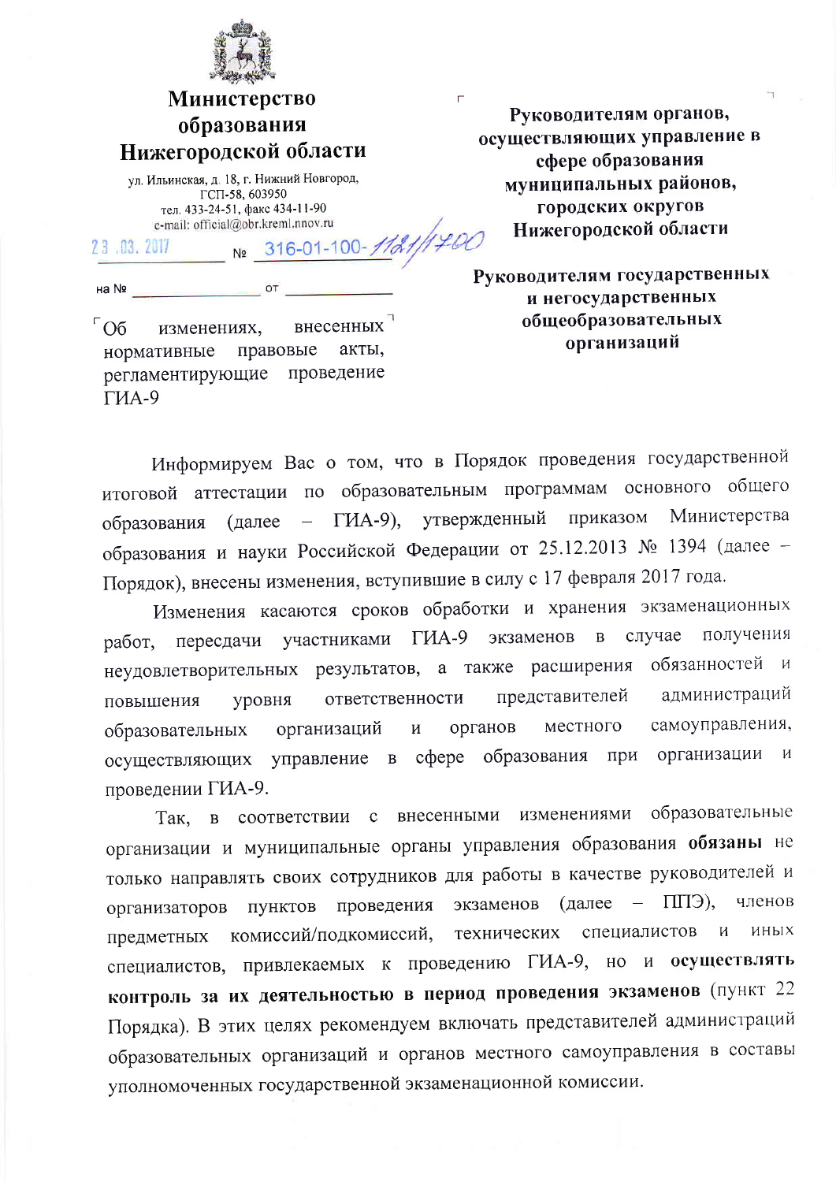**Министерство образования Нижегородской области**

ул. Ильинская, д. 18, г. Нижний Новгород, ГСП-58, 603950
тел. 433-24-51, факс 434-11-90
e-mail: official@obr.kreml.nnov.ru

23.03.2017 № 316-01-100-1121/17-00

на № ____________ от ____________

Об изменениях, внесенных нормативные правовые акты, регламентирующие проведение ГИА-9

**Руководителям органов, осуществляющих управление в сфере образования муниципальных районов, городских округов Нижегородской области**

**Руководителям государственных и негосударственных общеобразовательных организаций**

Информируем Вас о том, что в Порядок проведения государственной итоговой аттестации по образовательным программам основного общего образования (далее – ГИА-9), утвержденный приказом Министерства образования и науки Российской Федерации от 25.12.2013 № 1394 (далее – Порядок), внесены изменения, вступившие в силу с 17 февраля 2017 года.

Изменения касаются сроков обработки и хранения экзаменационных работ, пересдачи участниками ГИА-9 экзаменов в случае получения неудовлетворительных результатов, а также расширения обязанностей и повышения уровня ответственности представителей администраций образовательных организаций и органов местного самоуправления, осуществляющих управление в сфере образования при организации и проведении ГИА-9.

Так, в соответствии с внесенными изменениями образовательные организации и муниципальные органы управления образования **обязаны** не только направлять своих сотрудников для работы в качестве руководителей и организаторов пунктов проведения экзаменов (далее – ППЭ), членов предметных комиссий/подкомиссий, технических специалистов и иных специалистов, привлекаемых к проведению ГИА-9, но и **осуществлять контроль за их деятельностью в период проведения экзаменов** (пункт 22 Порядка). В этих целях рекомендуем включать представителей администраций образовательных организаций и органов местного самоуправления в составы уполномоченных государственной экзаменационной комиссии.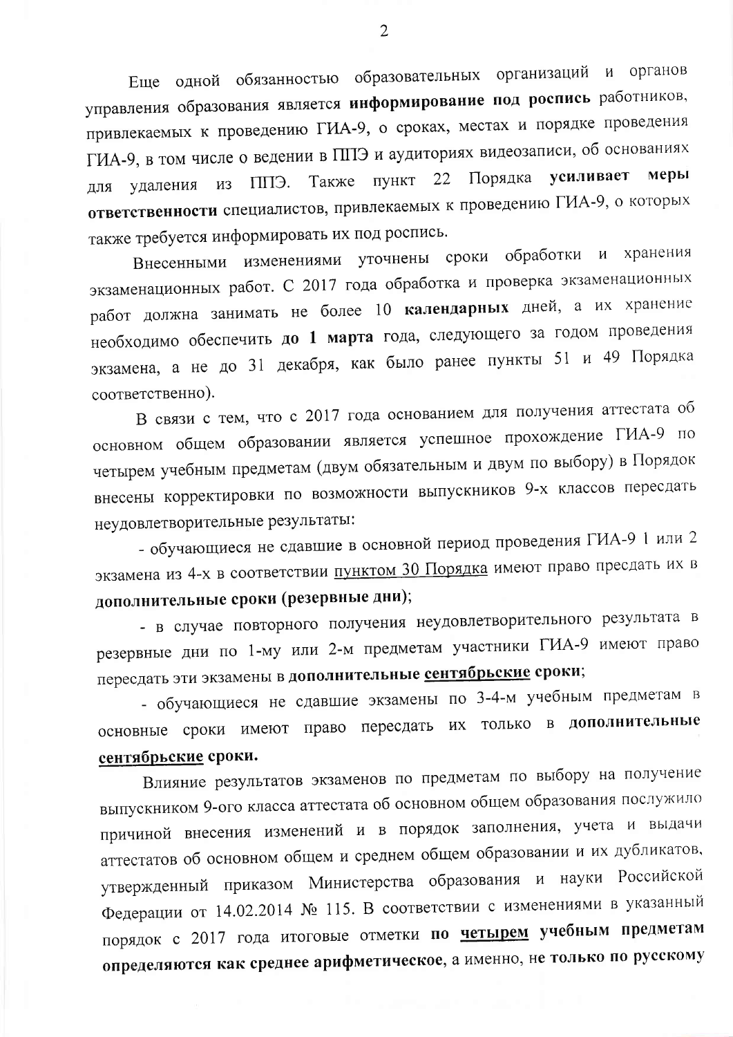Еще одной обязанностью образовательных организаций и органов управления образования является **информирование под роспись** работников, привлекаемых к проведению ГИА-9, о сроках, местах и порядке проведения ГИА-9, в том числе о ведении в ППЭ и аудиториях видеозаписи, об основаниях для удаления из ППЭ. Также пункт 22 Порядка **усиливает меры ответственности** специалистов, привлекаемых к проведению ГИА-9, о которых также требуется информировать их под роспись.

Внесенными изменениями уточнены сроки обработки и хранения экзаменационных работ. С 2017 года обработка и проверка экзаменационных работ должна занимать не более 10 **календарных** дней, а их хранение необходимо обеспечить **до 1 марта** года, следующего за годом проведения экзамена, а не до 31 декабря, как было ранее пункты 51 и 49 Порядка соответственно).

В связи с тем, что с 2017 года основанием для получения аттестата об основном общем образовании является успешное прохождение ГИА-9 по четырем учебным предметам (двум обязательным и двум по выбору) в Порядок внесены корректировки по возможности выпускников 9-х классов пересдать неудовлетворительные результаты:

- обучающиеся не сдавшие в основной период проведения ГИА-9 1 или 2 экзамена из 4-х в соответствии <u>пунктом 30 Порядка</u> имеют право пресдать их в **дополнительные сроки (резервные дни)**;
- в случае повторного получения неудовлетворительного результата в резервные дни по 1-му или 2-м предметам участники ГИА-9 имеют право пересдать эти экзамены в **дополнительные <u>сентябрьские</u> сроки**;
- обучающиеся не сдавшие экзамены по 3-4-м учебным предметам в основные сроки имеют право пересдать их только в **дополнительные <u>сентябрьские</u> сроки.**

Влияние результатов экзаменов по предметам по выбору на получение выпускником 9-ого класса аттестата об основном общем образования послужило причиной внесения изменений и в порядок заполнения, учета и выдачи аттестатов об основном общем и среднем общем образовании и их дубликатов, утвержденный приказом Министерства образования и науки Российской Федерации от 14.02.2014 № 115. В соответствии с изменениями в указанный порядок с 2017 года итоговые отметки **по <u>четырем</u> учебным предметам определяются как среднее арифметическое**, а именно, **не только по русскому**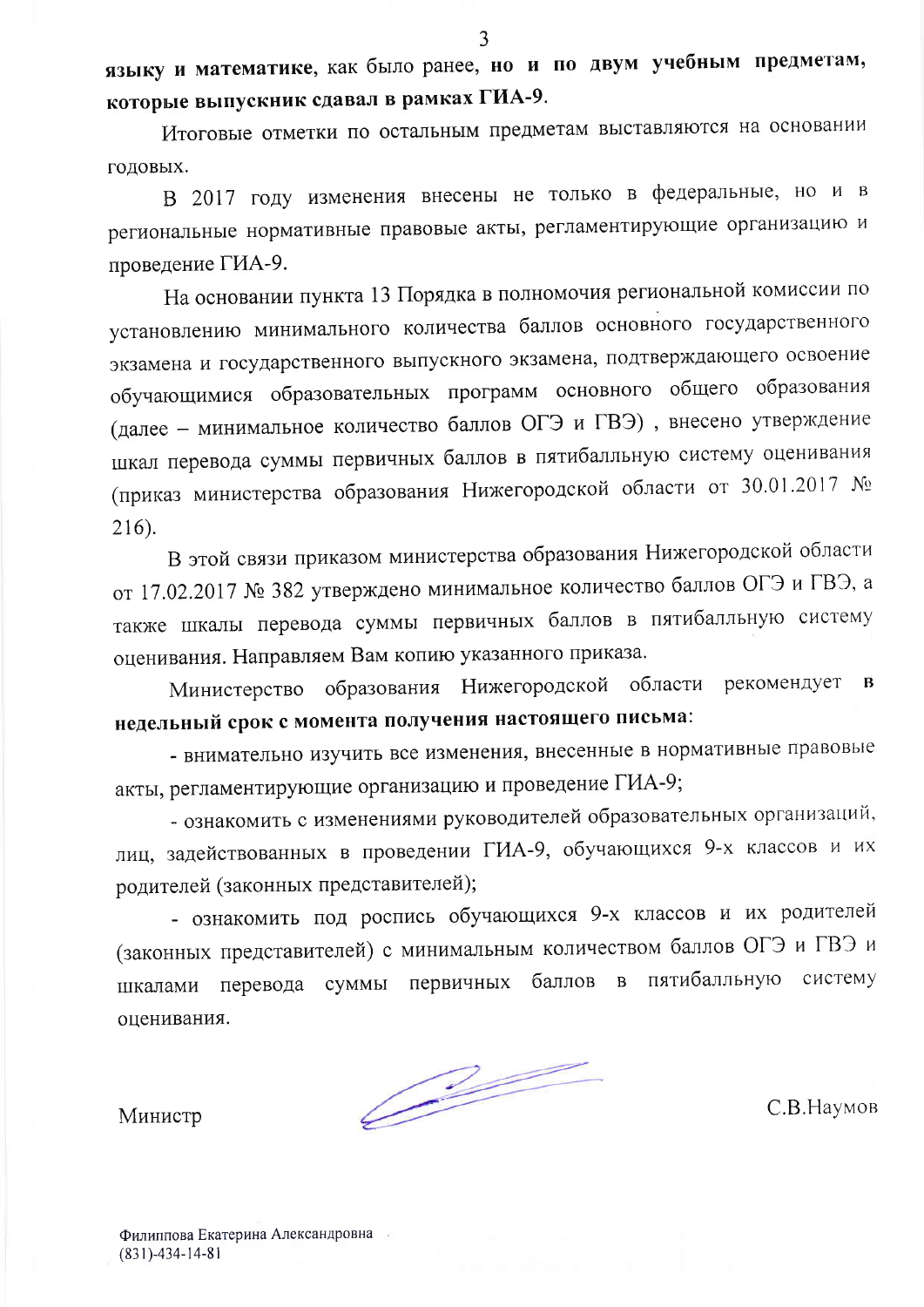**языку и математике**, как было ранее, **но и по двум учебным предметам, которые выпускник сдавал в рамках ГИА-9**.

Итоговые отметки по остальным предметам выставляются на основании годовых.

В 2017 году изменения внесены не только в федеральные, но и в региональные нормативные правовые акты, регламентирующие организацию и проведение ГИА-9.

На основании пункта 13 Порядка в полномочия региональной комиссии по установлению минимального количества баллов основного государственного экзамена и государственного выпускного экзамена, подтверждающего освоение обучающимися образовательных программ основного общего образования (далее – минимальное количество баллов ОГЭ и ГВЭ) , внесено утверждение шкал перевода суммы первичных баллов в пятибалльную систему оценивания (приказ министерства образования Нижегородской области от 30.01.2017 № 216).

В этой связи приказом министерства образования Нижегородской области от 17.02.2017 № 382 утверждено минимальное количество баллов ОГЭ и ГВЭ, а также шкалы перевода суммы первичных баллов в пятибалльную систему оценивания. Направляем Вам копию указанного приказа.

Министерство образования Нижегородской области рекомендует **в недельный срок с момента получения настоящего письма**:

- внимательно изучить все изменения, внесенные в нормативные правовые акты, регламентирующие организацию и проведение ГИА-9;

- ознакомить с изменениями руководителей образовательных организаций, лиц, задействованных в проведении ГИА-9, обучающихся 9-х классов и их родителей (законных представителей);

- ознакомить под роспись обучающихся 9-х классов и их родителей (законных представителей) с минимальным количеством баллов ОГЭ и ГВЭ и шкалами перевода суммы первичных баллов в пятибалльную систему оценивания.

Министр С.В.Наумов

Филиппова Екатерина Александровна
(831)-434-14-81